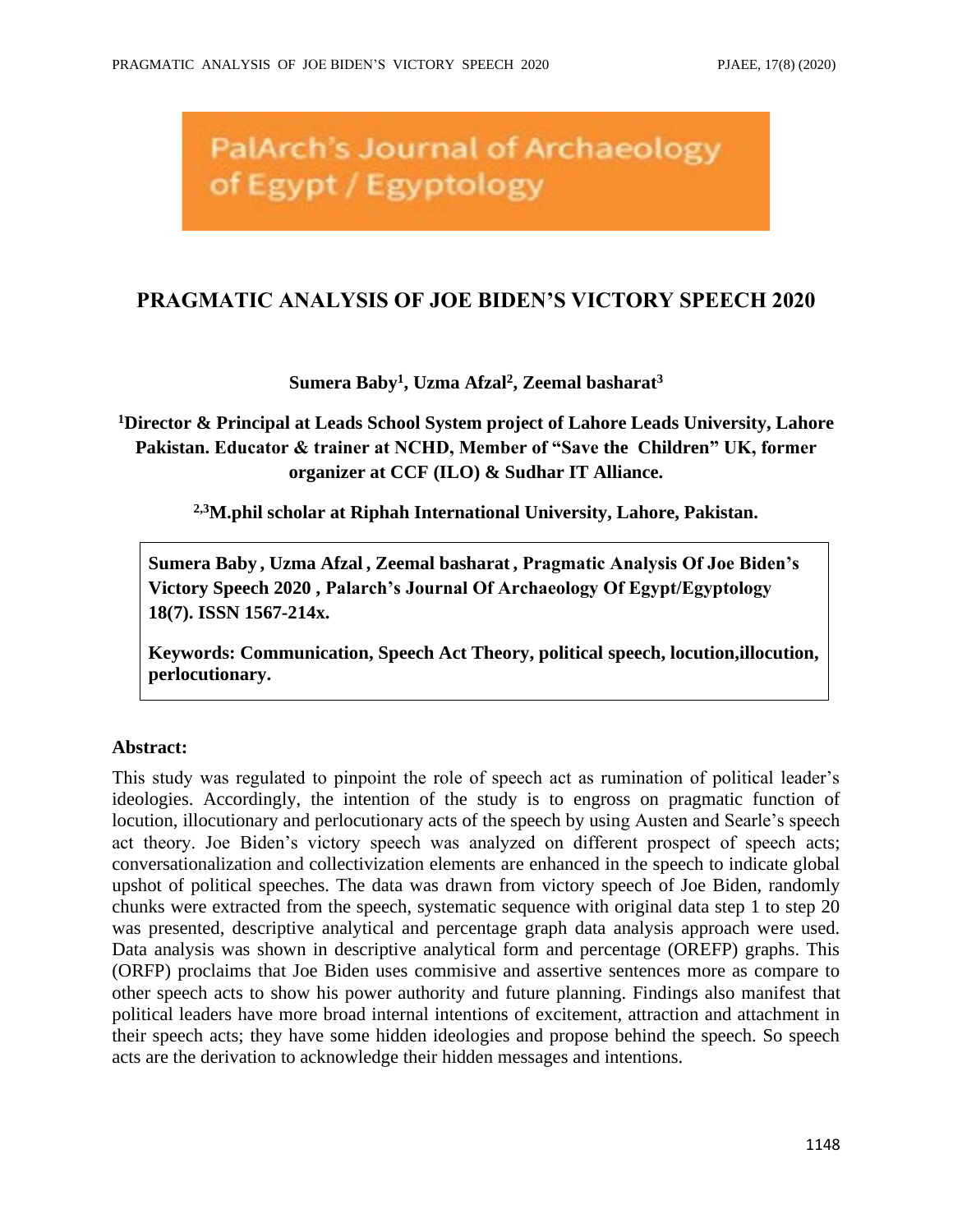PalArch's Journal of Archaeology of Egypt / Egyptology

# PRAGMATIC ANALYSIS OF JOE BIDEN'S VICTORY SPEECH 2020

**Sumera Baby[1], Uzma Afzal[2], Zeemal basharat[3]**

**[1]Director & Principal at Leads School System project of Lahore Leads University, Lahore Pakistan. Educator & trainer at NCHD, Member of "Save the Children" UK, former organizer at CCF (ILO) & Sudhar IT Alliance.**

**[2,3]M.phil scholar at Riphah International University, Lahore, Pakistan.**

**Sumera Baby , Uzma Afzal , Zeemal basharat , Pragmatic Analysis Of Joe Biden's Victory Speech 2020 , Palarch's Journal Of Archaeology Of Egypt/Egyptology 18(7). ISSN 1567-214x.**

**Keywords: Communication, Speech Act Theory, political speech, locution,illocution, perlocutionary.**

## Abstract:

This study was regulated to pinpoint the role of speech act as rumination of political leader's ideologies. Accordingly, the intention of the study is to engross on pragmatic function of locution, illocutionary and perlocutionary acts of the speech by using Austen and Searle's speech act theory. Joe Biden's victory speech was analyzed on different prospect of speech acts; conversationalization and collectivization elements are enhanced in the speech to indicate global upshot of political speeches. The data was drawn from victory speech of Joe Biden, randomly chunks were extracted from the speech, systematic sequence with original data step 1 to step 20 was presented, descriptive analytical and percentage graph data analysis approach were used. Data analysis was shown in descriptive analytical form and percentage (OREFP) graphs. This (ORFP) proclaims that Joe Biden uses commisive and assertive sentences more as compare to other speech acts to show his power authority and future planning. Findings also manifest that political leaders have more broad internal intentions of excitement, attraction and attachment in their speech acts; they have some hidden ideologies and propose behind the speech. So speech acts are the derivation to acknowledge their hidden messages and intentions.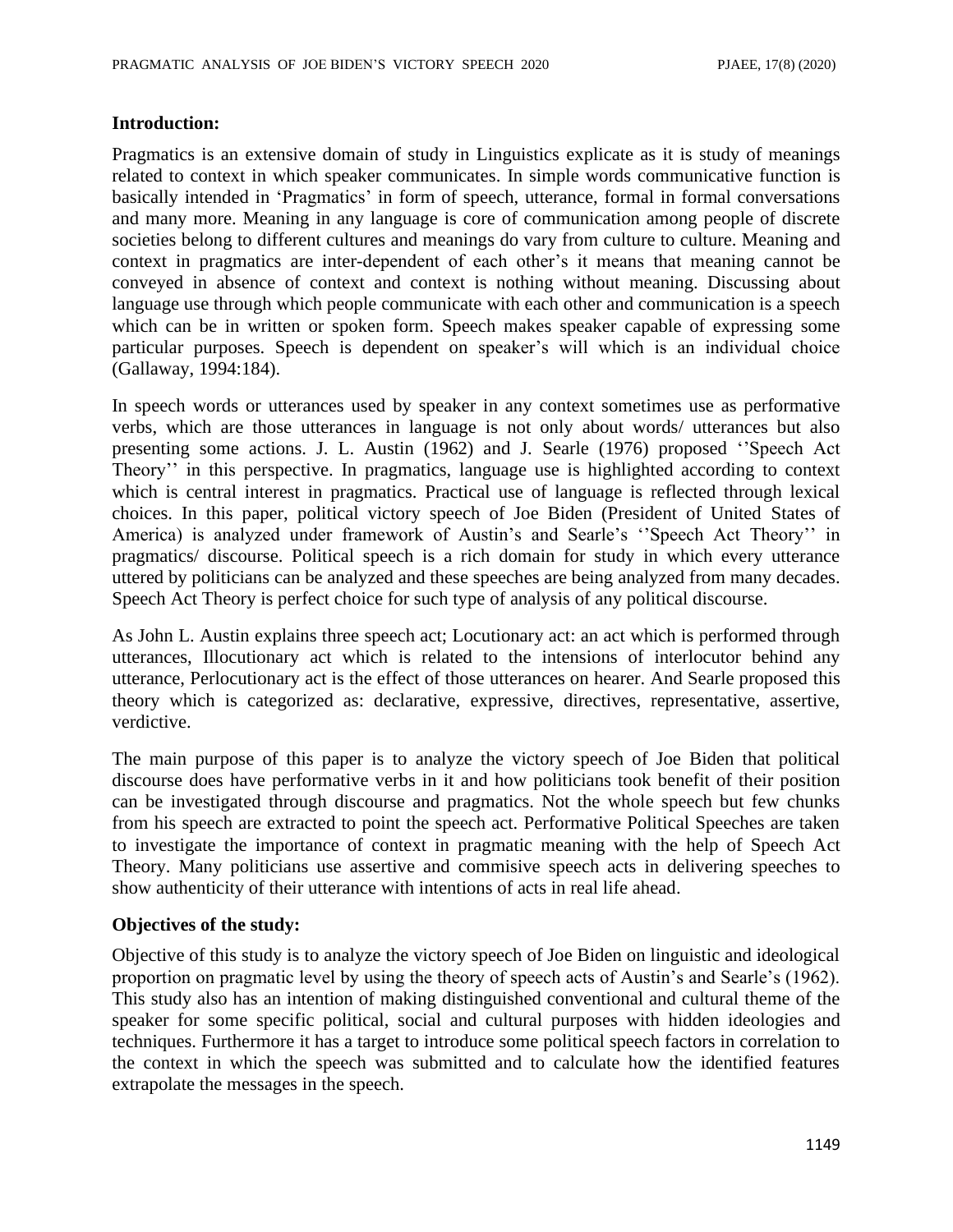**Introduction:**

Pragmatics is an extensive domain of study in Linguistics explicate as it is study of meanings related to context in which speaker communicates. In simple words communicative function is basically intended in 'Pragmatics' in form of speech, utterance, formal in formal conversations and many more. Meaning in any language is core of communication among people of discrete societies belong to different cultures and meanings do vary from culture to culture. Meaning and context in pragmatics are inter-dependent of each other's it means that meaning cannot be conveyed in absence of context and context is nothing without meaning. Discussing about language use through which people communicate with each other and communication is a speech which can be in written or spoken form. Speech makes speaker capable of expressing some particular purposes. Speech is dependent on speaker's will which is an individual choice (Gallaway, 1994:184).

In speech words or utterances used by speaker in any context sometimes use as performative verbs, which are those utterances in language is not only about words/ utterances but also presenting some actions. J. L. Austin (1962) and J. Searle (1976) proposed ''Speech Act Theory'' in this perspective. In pragmatics, language use is highlighted according to context which is central interest in pragmatics. Practical use of language is reflected through lexical choices. In this paper, political victory speech of Joe Biden (President of United States of America) is analyzed under framework of Austin's and Searle's ''Speech Act Theory'' in pragmatics/ discourse. Political speech is a rich domain for study in which every utterance uttered by politicians can be analyzed and these speeches are being analyzed from many decades. Speech Act Theory is perfect choice for such type of analysis of any political discourse.

As John L. Austin explains three speech act; Locutionary act: an act which is performed through utterances, Illocutionary act which is related to the intensions of interlocutor behind any utterance, Perlocutionary act is the effect of those utterances on hearer. And Searle proposed this theory which is categorized as: declarative, expressive, directives, representative, assertive, verdictive.

The main purpose of this paper is to analyze the victory speech of Joe Biden that political discourse does have performative verbs in it and how politicians took benefit of their position can be investigated through discourse and pragmatics. Not the whole speech but few chunks from his speech are extracted to point the speech act. Performative Political Speeches are taken to investigate the importance of context in pragmatic meaning with the help of Speech Act Theory. Many politicians use assertive and commisive speech acts in delivering speeches to show authenticity of their utterance with intentions of acts in real life ahead.

**Objectives of the study:**

Objective of this study is to analyze the victory speech of Joe Biden on linguistic and ideological proportion on pragmatic level by using the theory of speech acts of Austin's and Searle's (1962). This study also has an intention of making distinguished conventional and cultural theme of the speaker for some specific political, social and cultural purposes with hidden ideologies and techniques. Furthermore it has a target to introduce some political speech factors in correlation to the context in which the speech was submitted and to calculate how the identified features extrapolate the messages in the speech.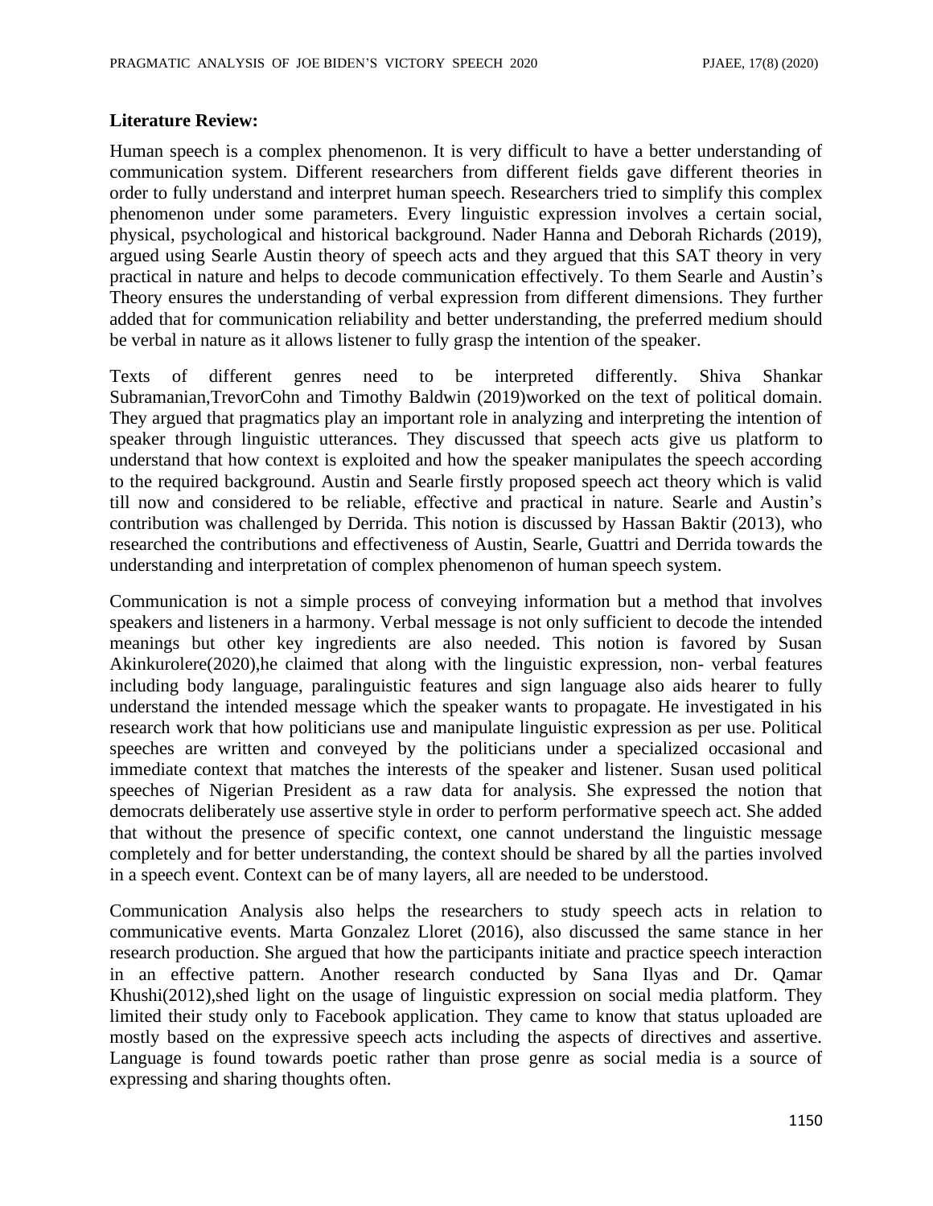**Literature Review:**

Human speech is a complex phenomenon. It is very difficult to have a better understanding of communication system. Different researchers from different fields gave different theories in order to fully understand and interpret human speech. Researchers tried to simplify this complex phenomenon under some parameters. Every linguistic expression involves a certain social, physical, psychological and historical background. Nader Hanna and Deborah Richards (2019), argued using Searle Austin theory of speech acts and they argued that this SAT theory in very practical in nature and helps to decode communication effectively. To them Searle and Austin's Theory ensures the understanding of verbal expression from different dimensions. They further added that for communication reliability and better understanding, the preferred medium should be verbal in nature as it allows listener to fully grasp the intention of the speaker.

Texts of different genres need to be interpreted differently. Shiva Shankar Subramanian,TrevorCohn and Timothy Baldwin (2019)worked on the text of political domain. They argued that pragmatics play an important role in analyzing and interpreting the intention of speaker through linguistic utterances. They discussed that speech acts give us platform to understand that how context is exploited and how the speaker manipulates the speech according to the required background. Austin and Searle firstly proposed speech act theory which is valid till now and considered to be reliable, effective and practical in nature. Searle and Austin's contribution was challenged by Derrida. This notion is discussed by Hassan Baktir (2013), who researched the contributions and effectiveness of Austin, Searle, Guattri and Derrida towards the understanding and interpretation of complex phenomenon of human speech system.

Communication is not a simple process of conveying information but a method that involves speakers and listeners in a harmony. Verbal message is not only sufficient to decode the intended meanings but other key ingredients are also needed. This notion is favored by Susan Akinkurolere(2020),he claimed that along with the linguistic expression, non- verbal features including body language, paralinguistic features and sign language also aids hearer to fully understand the intended message which the speaker wants to propagate. He investigated in his research work that how politicians use and manipulate linguistic expression as per use. Political speeches are written and conveyed by the politicians under a specialized occasional and immediate context that matches the interests of the speaker and listener. Susan used political speeches of Nigerian President as a raw data for analysis. She expressed the notion that democrats deliberately use assertive style in order to perform performative speech act. She added that without the presence of specific context, one cannot understand the linguistic message completely and for better understanding, the context should be shared by all the parties involved in a speech event. Context can be of many layers, all are needed to be understood.

Communication Analysis also helps the researchers to study speech acts in relation to communicative events. Marta Gonzalez Lloret (2016), also discussed the same stance in her research production. She argued that how the participants initiate and practice speech interaction in an effective pattern. Another research conducted by Sana Ilyas and Dr. Qamar Khushi(2012),shed light on the usage of linguistic expression on social media platform. They limited their study only to Facebook application. They came to know that status uploaded are mostly based on the expressive speech acts including the aspects of directives and assertive. Language is found towards poetic rather than prose genre as social media is a source of expressing and sharing thoughts often.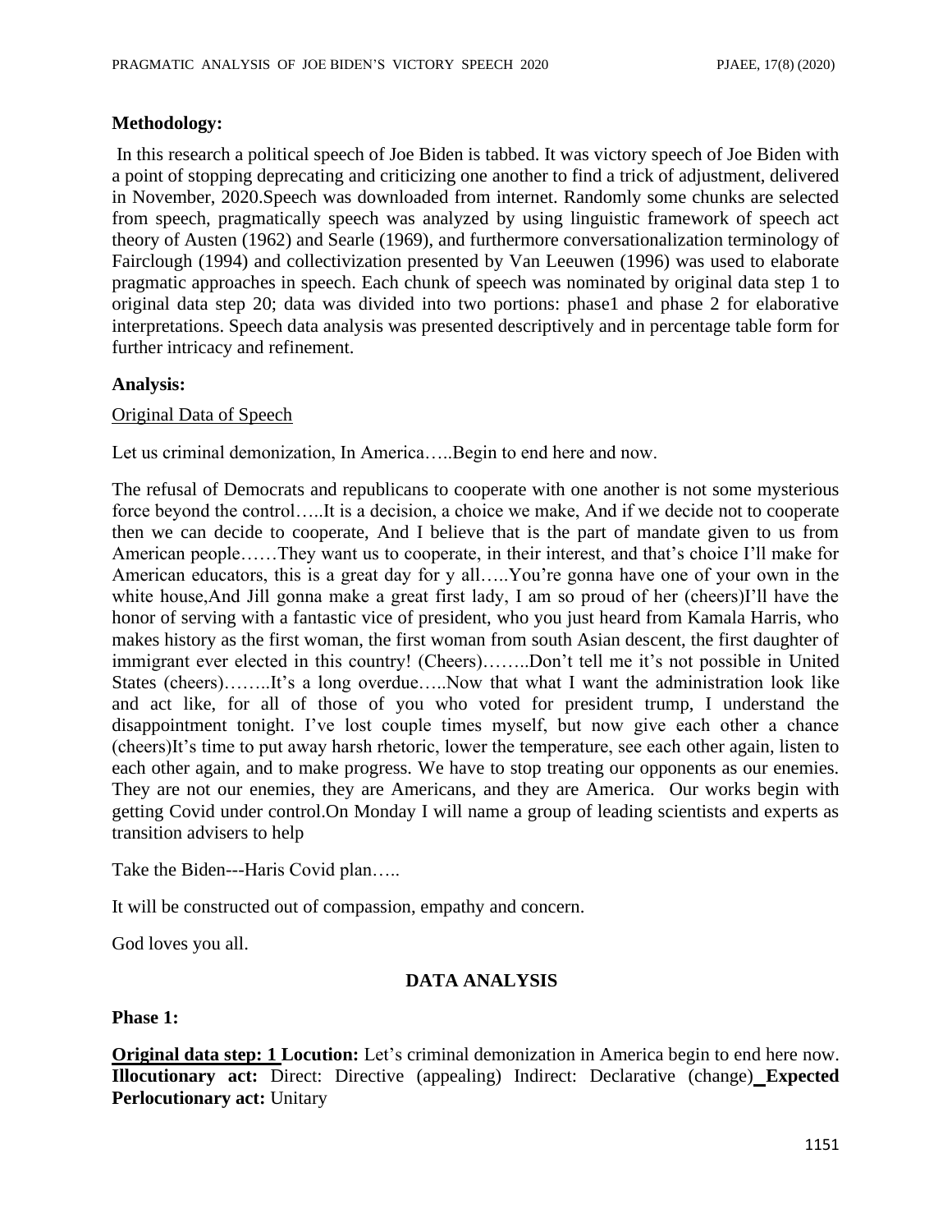**Methodology:**

In this research a political speech of Joe Biden is tabbed. It was victory speech of Joe Biden with a point of stopping deprecating and criticizing one another to find a trick of adjustment, delivered in November, 2020.Speech was downloaded from internet. Randomly some chunks are selected from speech, pragmatically speech was analyzed by using linguistic framework of speech act theory of Austen (1962) and Searle (1969), and furthermore conversationalization terminology of Fairclough (1994) and collectivization presented by Van Leeuwen (1996) was used to elaborate pragmatic approaches in speech. Each chunk of speech was nominated by original data step 1 to original data step 20; data was divided into two portions: phase1 and phase 2 for elaborative interpretations. Speech data analysis was presented descriptively and in percentage table form for further intricacy and refinement.

**Analysis:**

Original Data of Speech

Let us criminal demonization, In America…..Begin to end here and now.

The refusal of Democrats and republicans to cooperate with one another is not some mysterious force beyond the control…..It is a decision, a choice we make, And if we decide not to cooperate then we can decide to cooperate, And I believe that is the part of mandate given to us from American people……They want us to cooperate, in their interest, and that's choice I'll make for American educators, this is a great day for y all…..You're gonna have one of your own in the white house,And Jill gonna make a great first lady, I am so proud of her (cheers)I'll have the honor of serving with a fantastic vice of president, who you just heard from Kamala Harris, who makes history as the first woman, the first woman from south Asian descent, the first daughter of immigrant ever elected in this country! (Cheers)……..Don't tell me it's not possible in United States (cheers)……..It's a long overdue…..Now that what I want the administration look like and act like, for all of those of you who voted for president trump, I understand the disappointment tonight. I've lost couple times myself, but now give each other a chance (cheers)It's time to put away harsh rhetoric, lower the temperature, see each other again, listen to each other again, and to make progress. We have to stop treating our opponents as our enemies. They are not our enemies, they are Americans, and they are America. Our works begin with getting Covid under control.On Monday I will name a group of leading scientists and experts as transition advisers to help

Take the Biden---Haris Covid plan…..

It will be constructed out of compassion, empathy and concern.

God loves you all.

**DATA ANALYSIS**

**Phase 1:**

**Original data step: 1** **Locution:** Let's criminal demonization in America begin to end here now. **Illocutionary act:** Direct: Directive (appealing) Indirect: Declarative (change) **Expected Perlocutionary act:** Unitary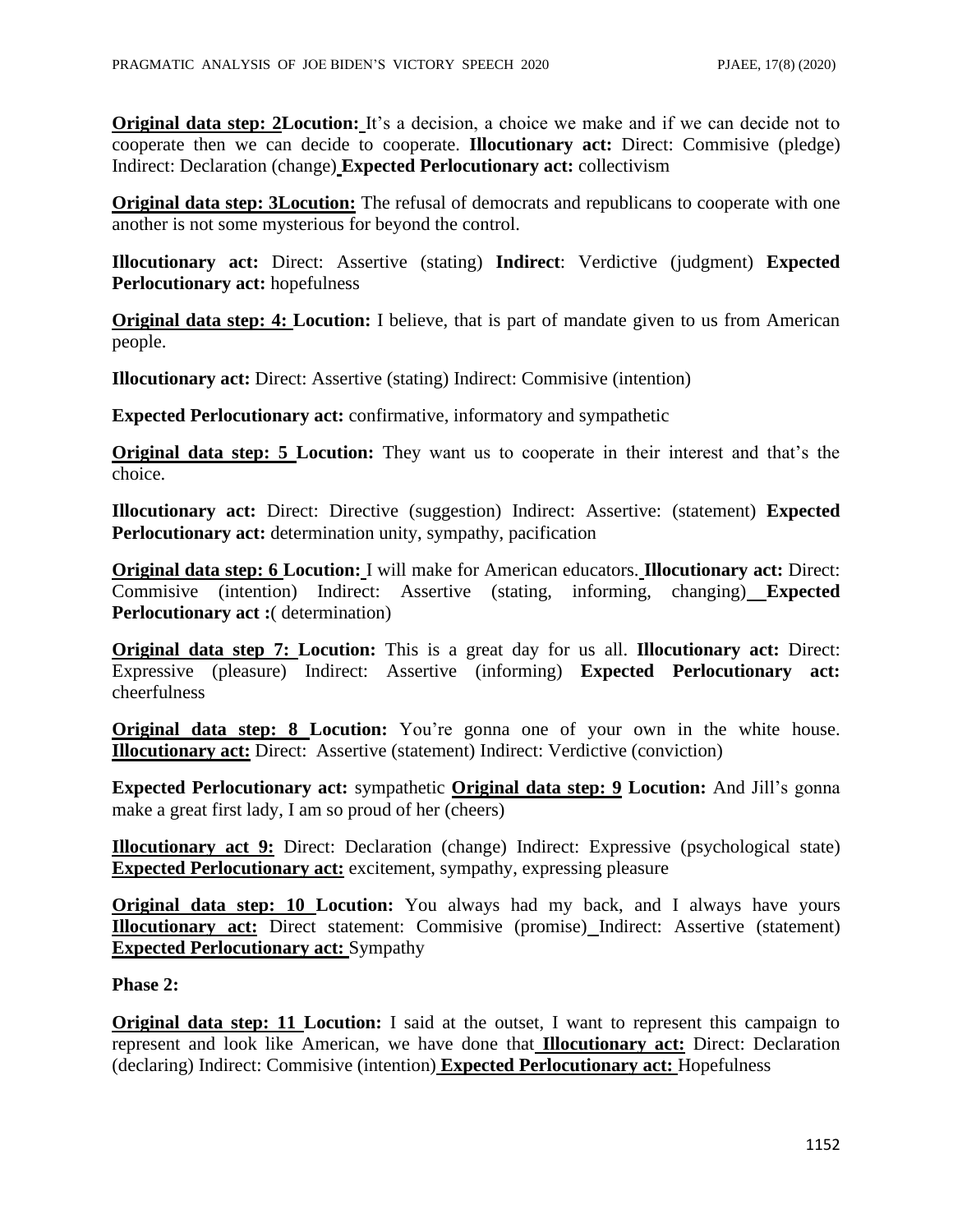**Original data step: 2Locution:** It's a decision, a choice we make and if we can decide not to cooperate then we can decide to cooperate. **Illocutionary act:** Direct: Commisive (pledge) Indirect: Declaration (change) **Expected Perlocutionary act:** collectivism

**Original data step: 3Locution:** The refusal of democrats and republicans to cooperate with one another is not some mysterious for beyond the control.

**Illocutionary act:** Direct: Assertive (stating) **Indirect**: Verdictive (judgment) **Expected Perlocutionary act:** hopefulness

**Original data step: 4: Locution:** I believe, that is part of mandate given to us from American people.

**Illocutionary act:** Direct: Assertive (stating) Indirect: Commisive (intention)

**Expected Perlocutionary act:** confirmative, informatory and sympathetic

**Original data step: 5 Locution:** They want us to cooperate in their interest and that's the choice.

**Illocutionary act:** Direct: Directive (suggestion) Indirect: Assertive: (statement) **Expected Perlocutionary act:** determination unity, sympathy, pacification

**Original data step: 6 Locution:** I will make for American educators. **Illocutionary act:** Direct: Commisive (intention) Indirect: Assertive (stating, informing, changing) **Expected Perlocutionary act :**( determination)

**Original data step 7: Locution:** This is a great day for us all. **Illocutionary act:** Direct: Expressive (pleasure) Indirect: Assertive (informing) **Expected Perlocutionary act:** cheerfulness

**Original data step: 8 Locution:** You're gonna one of your own in the white house. **Illocutionary act:** Direct: Assertive (statement) Indirect: Verdictive (conviction)

**Expected Perlocutionary act:** sympathetic **Original data step: 9 Locution:** And Jill's gonna make a great first lady, I am so proud of her (cheers)

**Illocutionary act 9:** Direct: Declaration (change) Indirect: Expressive (psychological state) **Expected Perlocutionary act:** excitement, sympathy, expressing pleasure

**Original data step: 10 Locution:** You always had my back, and I always have yours **Illocutionary act:** Direct statement: Commisive (promise) Indirect: Assertive (statement) **Expected Perlocutionary act:** Sympathy

**Phase 2:**

**Original data step: 11 Locution:** I said at the outset, I want to represent this campaign to represent and look like American, we have done that **Illocutionary act:** Direct: Declaration (declaring) Indirect: Commisive (intention) **Expected Perlocutionary act:** Hopefulness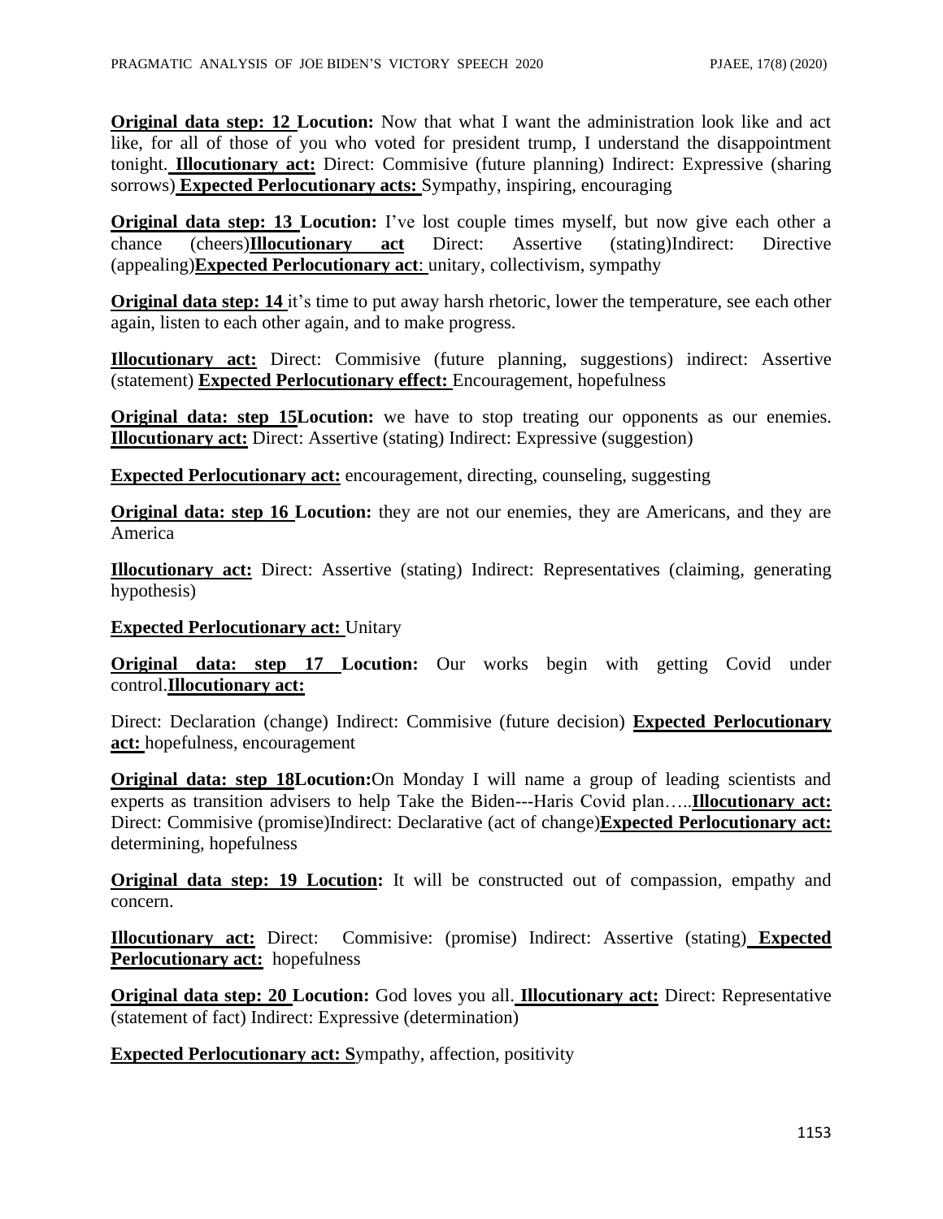**Original data step: 12 Locution:** Now that what I want the administration look like and act like, for all of those of you who voted for president trump, I understand the disappointment tonight. **Illocutionary act:** Direct: Commisive (future planning) Indirect: Expressive (sharing sorrows) **Expected Perlocutionary acts:** Sympathy, inspiring, encouraging

**Original data step: 13 Locution:** I've lost couple times myself, but now give each other a chance (cheers)**Illocutionary act** Direct: Assertive (stating)Indirect: Directive (appealing)**Expected Perlocutionary act**: unitary, collectivism, sympathy

**Original data step: 14** it's time to put away harsh rhetoric, lower the temperature, see each other again, listen to each other again, and to make progress.

**Illocutionary act:** Direct: Commisive (future planning, suggestions) indirect: Assertive (statement) **Expected Perlocutionary effect:** Encouragement, hopefulness

**Original data: step 15Locution:** we have to stop treating our opponents as our enemies. **Illocutionary act:** Direct: Assertive (stating) Indirect: Expressive (suggestion)

**Expected Perlocutionary act:** encouragement, directing, counseling, suggesting

**Original data: step 16 Locution:** they are not our enemies, they are Americans, and they are America

**Illocutionary act:** Direct: Assertive (stating) Indirect: Representatives (claiming, generating hypothesis)

**Expected Perlocutionary act:** Unitary

**Original data: step 17 Locution:** Our works begin with getting Covid under control.**Illocutionary act:**

Direct: Declaration (change) Indirect: Commisive (future decision) **Expected Perlocutionary act:** hopefulness, encouragement

**Original data: step 18Locution:**On Monday I will name a group of leading scientists and experts as transition advisers to help Take the Biden---Haris Covid plan…..**Illocutionary act:** Direct: Commisive (promise)Indirect: Declarative (act of change)**Expected Perlocutionary act:** determining, hopefulness

**Original data step: 19 Locution:** It will be constructed out of compassion, empathy and concern.

**Illocutionary act:** Direct: Commisive: (promise) Indirect: Assertive (stating) **Expected Perlocutionary act:** hopefulness

**Original data step: 20 Locution:** God loves you all. **Illocutionary act:** Direct: Representative (statement of fact) Indirect: Expressive (determination)

**Expected Perlocutionary act: S**ympathy, affection, positivity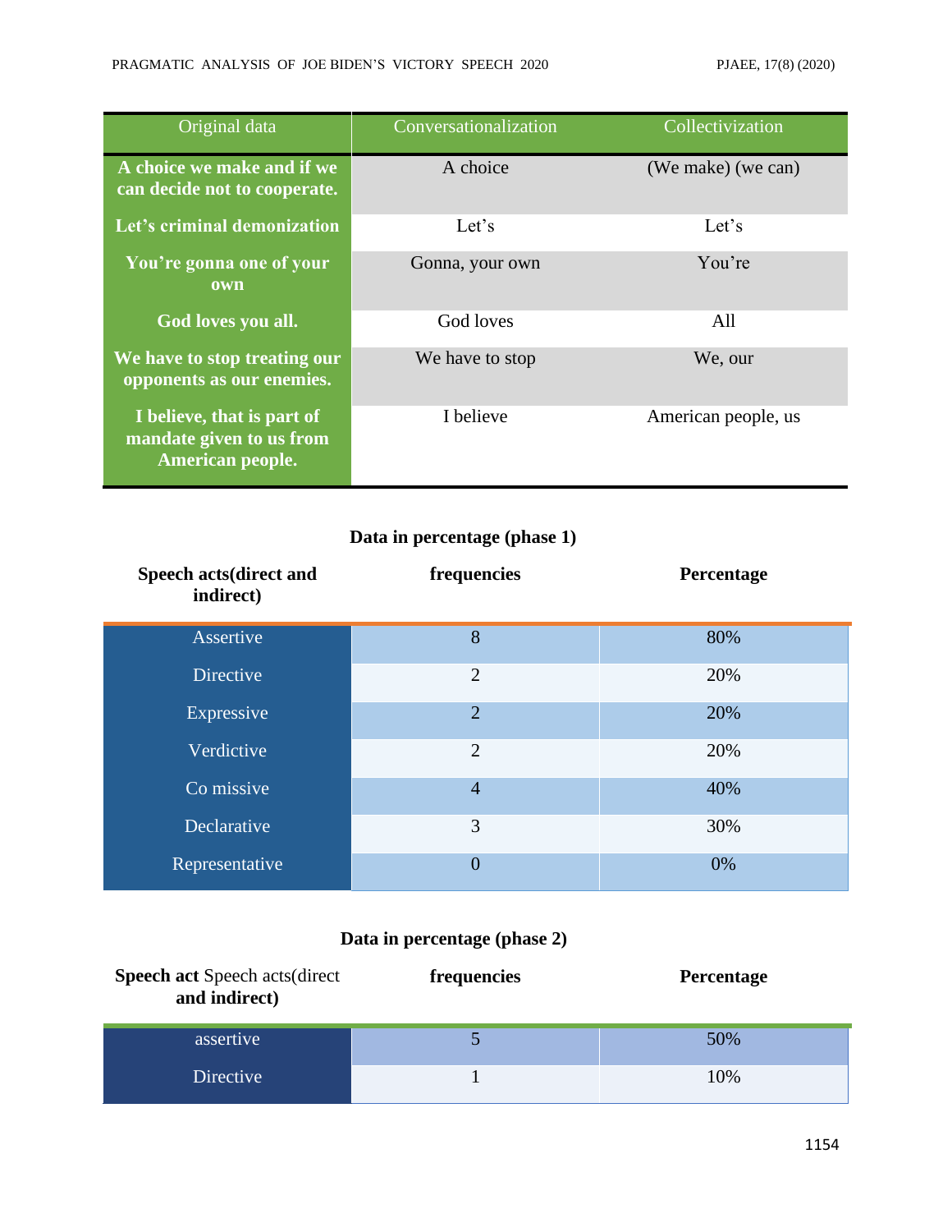| Original data | Conversationalization | Collectivization |
|---|---|---|
| **A choice we make and if we can decide not to cooperate.** | A choice | (We make) (we can) |
| **Let's criminal demonization** | Let's | Let's |
| **You're gonna one of your own** | Gonna, your own | You're |
| **God loves you all.** | God loves | All |
| **We have to stop treating our opponents as our enemies.** | We have to stop | We, our |
| **I believe, that is part of mandate given to us from American people.** | I believe | American people, us |

**Data in percentage (phase 1)**

| **Speech acts(direct and indirect)** | **frequencies** | **Percentage** |
|---|---|---|
| Assertive | 8 | 80% |
| Directive | 2 | 20% |
| Expressive | 2 | 20% |
| Verdictive | 2 | 20% |
| Co missive | 4 | 40% |
| Declarative | 3 | 30% |
| Representative | 0 | 0% |

**Data in percentage (phase 2)**

| **Speech act** Speech acts(direct **and indirect)** | **frequencies** | **Percentage** |
|---|---|---|
| assertive | 5 | 50% |
| Directive | 1 | 10% |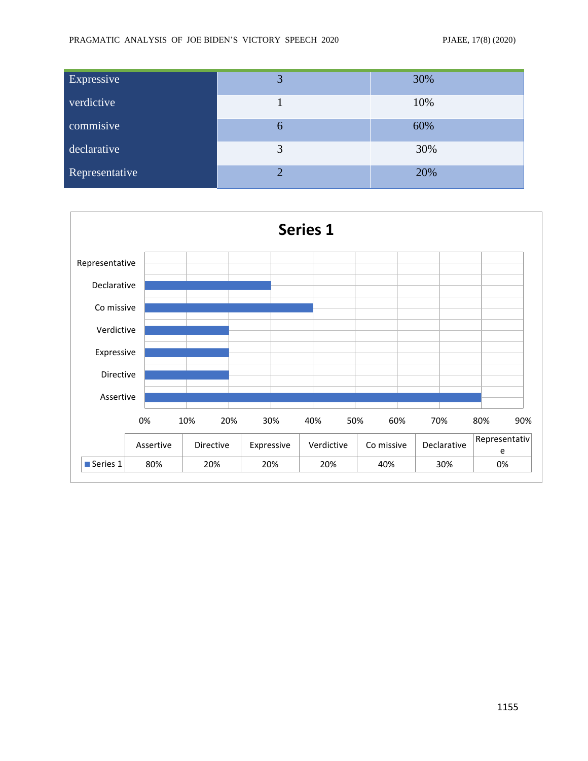| Expressive | 3 | 30% |
|---|---|---|
| verdictive | 1 | 10% |
| commisive | 6 | 60% |
| declarative | 3 | 30% |
| Representative | 2 | 20% |

**Series 1**

| | Assertive | Directive | Expressive | Verdictive | Co missive | Declarative | Representative |
|---|---|---|---|---|---|---|---|
| Series 1 | 80% | 20% | 20% | 20% | 40% | 30% | 0% |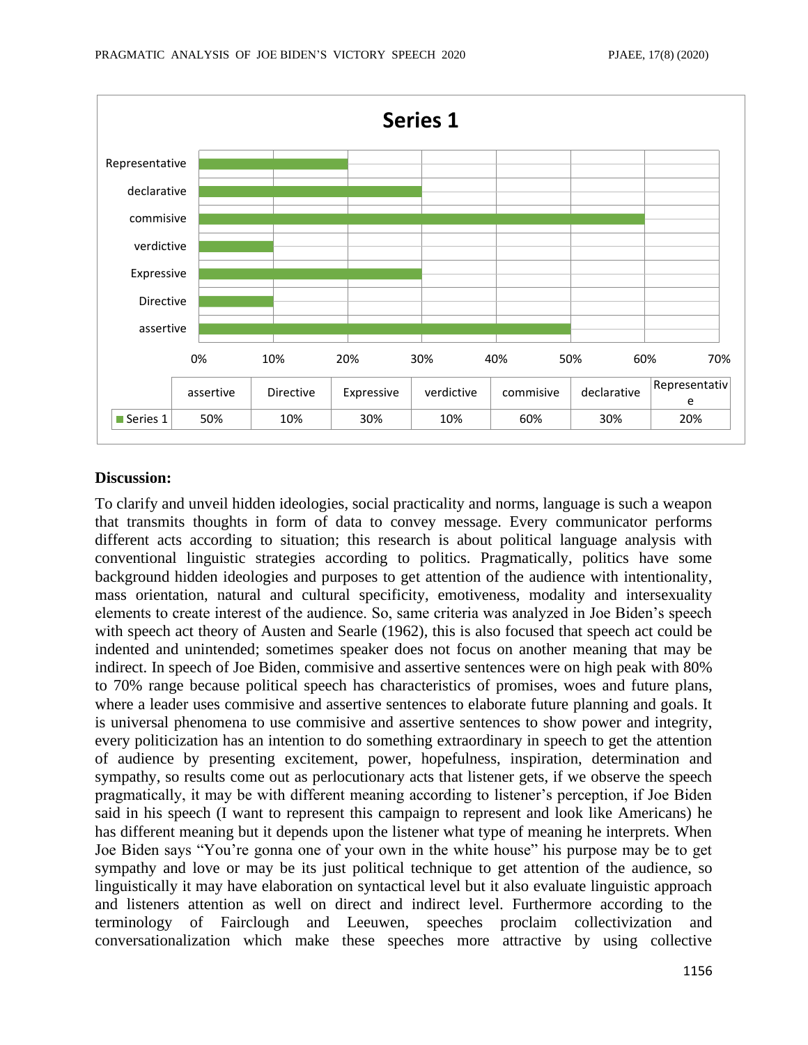**Series 1**

|  | assertive | Directive | Expressive | verdictive | commisive | declarative | Representative |
|---|---|---|---|---|---|---|---|
| Series 1 | 50% | 10% | 30% | 10% | 60% | 30% | 20% |

**Discussion:**

To clarify and unveil hidden ideologies, social practicality and norms, language is such a weapon that transmits thoughts in form of data to convey message. Every communicator performs different acts according to situation; this research is about political language analysis with conventional linguistic strategies according to politics. Pragmatically, politics have some background hidden ideologies and purposes to get attention of the audience with intentionality, mass orientation, natural and cultural specificity, emotiveness, modality and intersexuality elements to create interest of the audience. So, same criteria was analyzed in Joe Biden's speech with speech act theory of Austen and Searle (1962), this is also focused that speech act could be indented and unintended; sometimes speaker does not focus on another meaning that may be indirect. In speech of Joe Biden, commisive and assertive sentences were on high peak with 80% to 70% range because political speech has characteristics of promises, woes and future plans, where a leader uses commisive and assertive sentences to elaborate future planning and goals. It is universal phenomena to use commisive and assertive sentences to show power and integrity, every politicization has an intention to do something extraordinary in speech to get the attention of audience by presenting excitement, power, hopefulness, inspiration, determination and sympathy, so results come out as perlocutionary acts that listener gets, if we observe the speech pragmatically, it may be with different meaning according to listener's perception, if Joe Biden said in his speech (I want to represent this campaign to represent and look like Americans) he has different meaning but it depends upon the listener what type of meaning he interprets. When Joe Biden says "You're gonna one of your own in the white house" his purpose may be to get sympathy and love or may be its just political technique to get attention of the audience, so linguistically it may have elaboration on syntactical level but it also evaluate linguistic approach and listeners attention as well on direct and indirect level. Furthermore according to the terminology of Fairclough and Leeuwen, speeches proclaim collectivization and conversationalization which make these speeches more attractive by using collective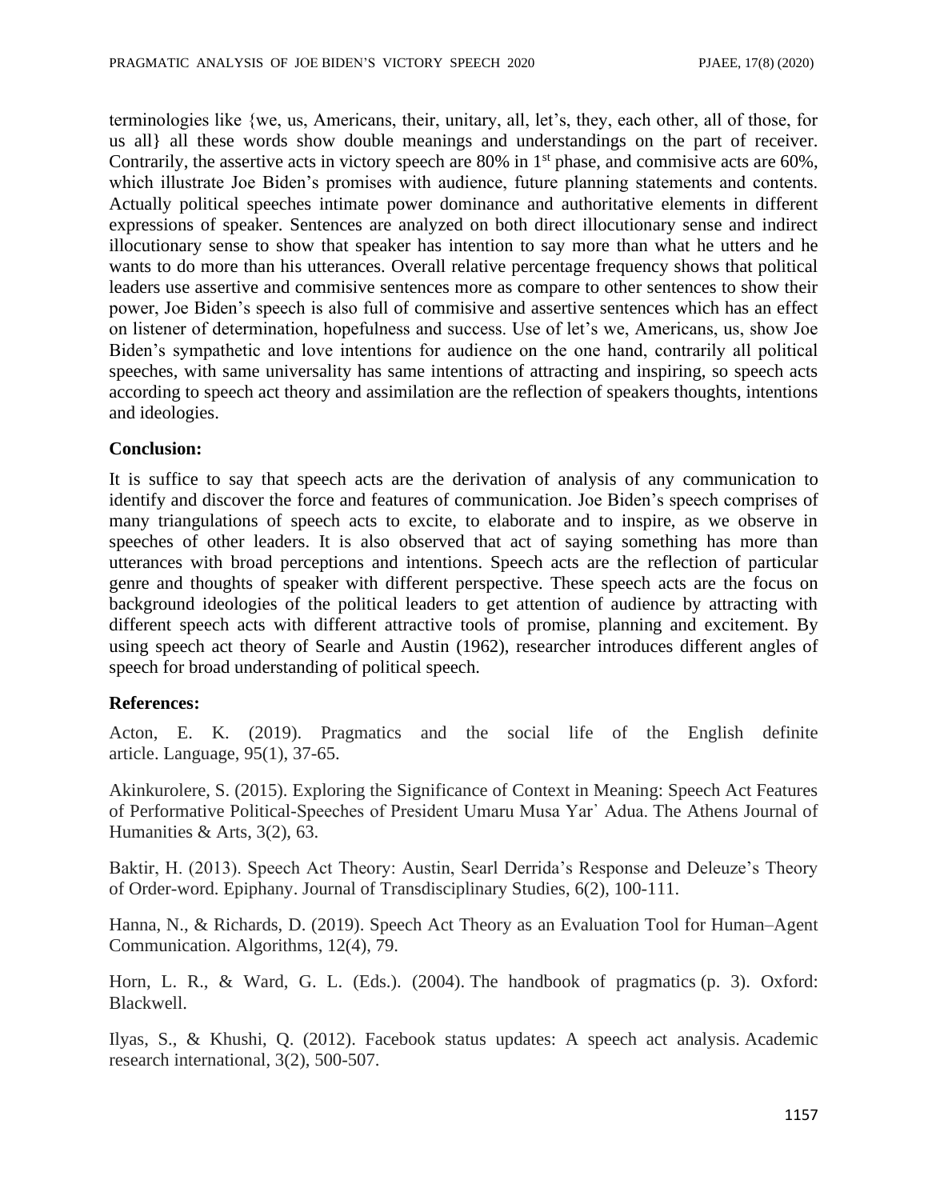terminologies like {we, us, Americans, their, unitary, all, let's, they, each other, all of those, for us all} all these words show double meanings and understandings on the part of receiver. Contrarily, the assertive acts in victory speech are 80% in 1st phase, and commisive acts are 60%, which illustrate Joe Biden's promises with audience, future planning statements and contents. Actually political speeches intimate power dominance and authoritative elements in different expressions of speaker. Sentences are analyzed on both direct illocutionary sense and indirect illocutionary sense to show that speaker has intention to say more than what he utters and he wants to do more than his utterances. Overall relative percentage frequency shows that political leaders use assertive and commisive sentences more as compare to other sentences to show their power, Joe Biden's speech is also full of commisive and assertive sentences which has an effect on listener of determination, hopefulness and success. Use of let's we, Americans, us, show Joe Biden's sympathetic and love intentions for audience on the one hand, contrarily all political speeches, with same universality has same intentions of attracting and inspiring, so speech acts according to speech act theory and assimilation are the reflection of speakers thoughts, intentions and ideologies.

**Conclusion:**

It is suffice to say that speech acts are the derivation of analysis of any communication to identify and discover the force and features of communication. Joe Biden's speech comprises of many triangulations of speech acts to excite, to elaborate and to inspire, as we observe in speeches of other leaders. It is also observed that act of saying something has more than utterances with broad perceptions and intentions. Speech acts are the reflection of particular genre and thoughts of speaker with different perspective. These speech acts are the focus on background ideologies of the political leaders to get attention of audience by attracting with different speech acts with different attractive tools of promise, planning and excitement. By using speech act theory of Searle and Austin (1962), researcher introduces different angles of speech for broad understanding of political speech.

**References:**

Acton, E. K. (2019). Pragmatics and the social life of the English definite article. Language, 95(1), 37-65.

Akinkurolere, S. (2015). Exploring the Significance of Context in Meaning: Speech Act Features of Performative Political-Speeches of President Umaru Musa Yar' Adua. The Athens Journal of Humanities & Arts, 3(2), 63.

Baktir, H. (2013). Speech Act Theory: Austin, Searl Derrida's Response and Deleuze's Theory of Order-word. Epiphany. Journal of Transdisciplinary Studies, 6(2), 100-111.

Hanna, N., & Richards, D. (2019). Speech Act Theory as an Evaluation Tool for Human–Agent Communication. Algorithms, 12(4), 79.

Horn, L. R., & Ward, G. L. (Eds.). (2004). The handbook of pragmatics (p. 3). Oxford: Blackwell.

Ilyas, S., & Khushi, Q. (2012). Facebook status updates: A speech act analysis. Academic research international, 3(2), 500-507.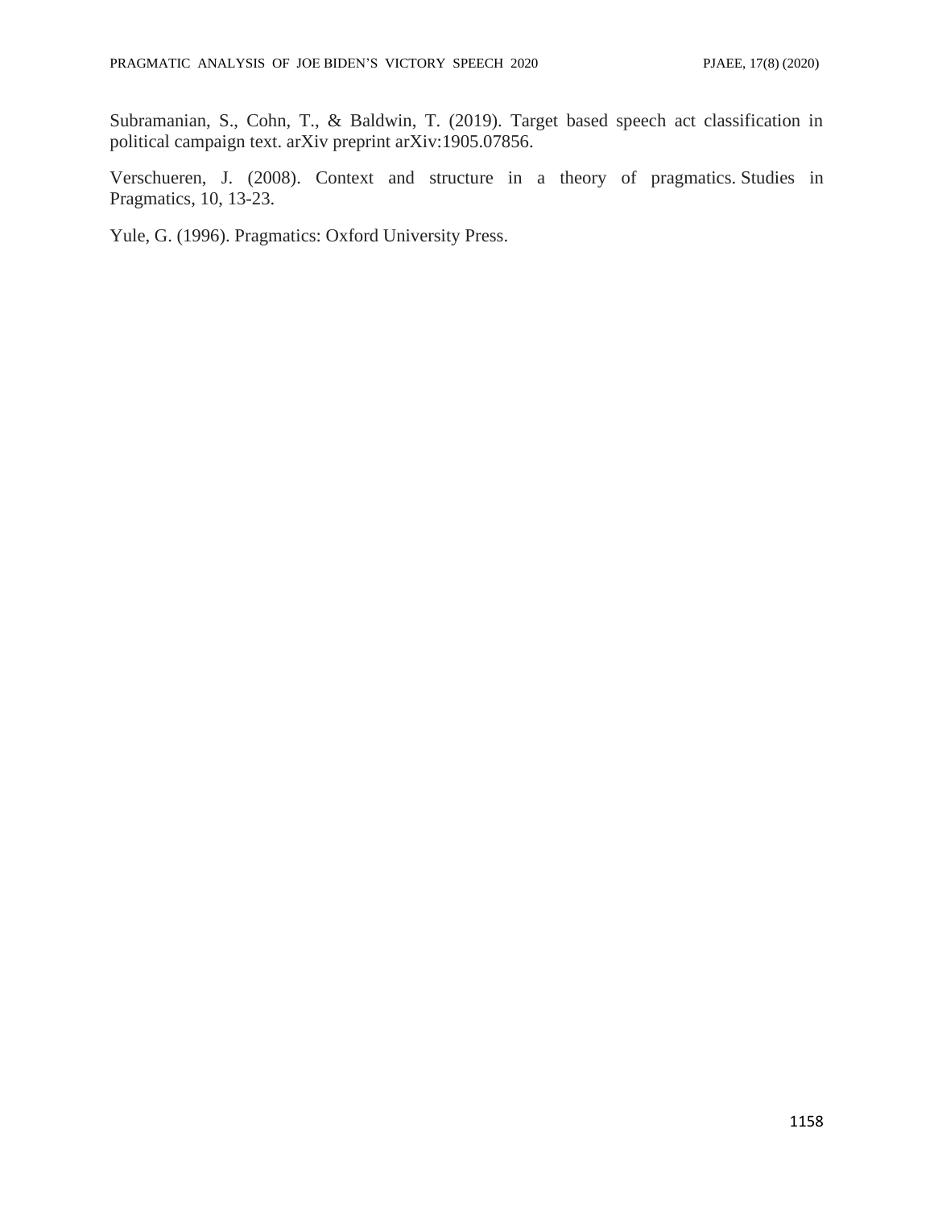Subramanian, S., Cohn, T., & Baldwin, T. (2019). Target based speech act classification in political campaign text. arXiv preprint arXiv:1905.07856.

Verschueren, J. (2008). Context and structure in a theory of pragmatics. Studies in Pragmatics, 10, 13-23.

Yule, G. (1996). Pragmatics: Oxford University Press.